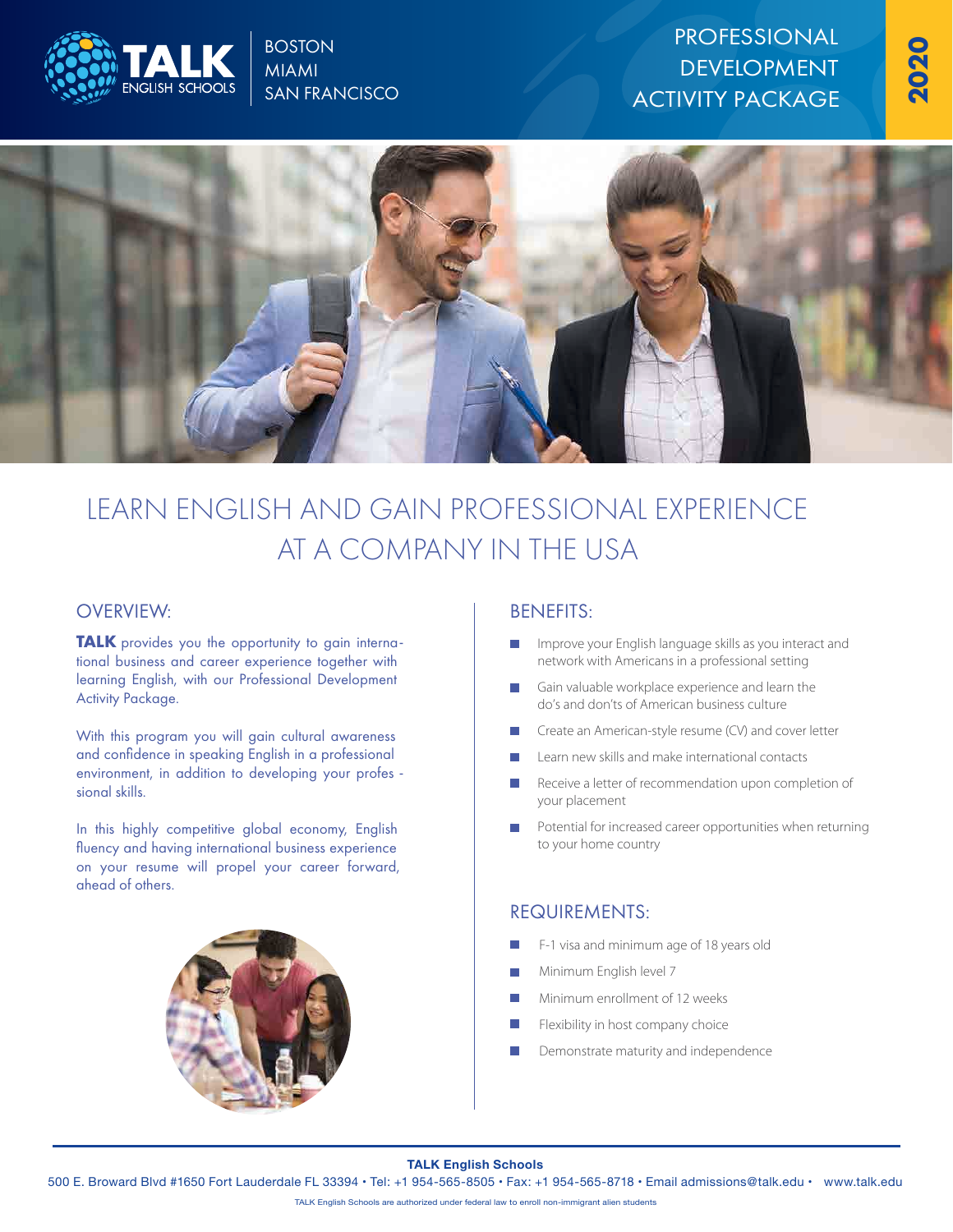TALK ENGLISH SCHOOLS

BOSTON
MIAMI
SAN FRANCISCO

# PROFESSIONAL DEVELOPMENT ACTIVITY PACKAGE

**2020**

## LEARN ENGLISH AND GAIN PROFESSIONAL EXPERIENCE AT A COMPANY IN THE USA

### OVERVIEW:

**TALK** provides you the opportunity to gain international business and career experience together with learning English, with our Professional Development Activity Package.

With this program you will gain cultural awareness and confidence in speaking English in a professional environment, in addition to developing your professional skills.

In this highly competitive global economy, English fluency and having international business experience on your resume will propel your career forward, ahead of others.

### BENEFITS:

- Improve your English language skills as you interact and network with Americans in a professional setting
- Gain valuable workplace experience and learn the do's and don'ts of American business culture
- Create an American-style resume (CV) and cover letter
- Learn new skills and make international contacts
- Receive a letter of recommendation upon completion of your placement
- Potential for increased career opportunities when returning to your home country

### REQUIREMENTS:

- F-1 visa and minimum age of 18 years old
- Minimum English level 7
- Minimum enrollment of 12 weeks
- Flexibility in host company choice
- Demonstrate maturity and independence

**TALK English Schools**

500 E. Broward Blvd #1650 Fort Lauderdale FL 33394 • Tel: +1 954-565-8505 • Fax: +1 954-565-8718 • Email admissions@talk.edu • www.talk.edu

TALK English Schools are authorized under federal law to enroll non-immigrant alien students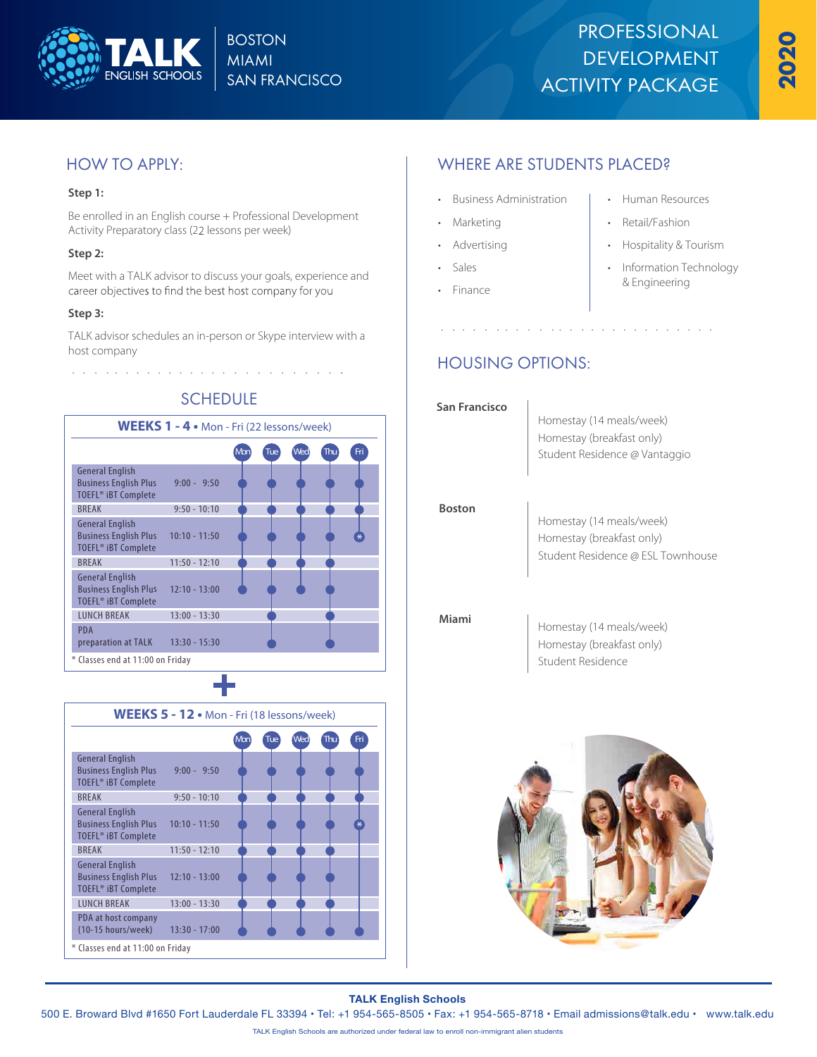# PROFESSIONAL DEVELOPMENT ACTIVITY PACKAGE 2020

TALK ENGLISH SCHOOLS

BOSTON
MIAMI
SAN FRANCISCO

## HOW TO APPLY:

**Step 1:**

Be enrolled in an English course + Professional Development Activity Preparatory class (22 lessons per week)

**Step 2:**

Meet with a TALK advisor to discuss your goals, experience and career objectives to find the best host company for you

**Step 3:**

TALK advisor schedules an in-person or Skype interview with a host company

## SCHEDULE

### WEEKS 1 - 4 • Mon - Fri (22 lessons/week)

| | | Mon | Tue | Wed | Thu | Fri |
|---|---|---|---|---|---|---|
| General English<br>Business English Plus<br>TOEFL® iBT Complete | 9:00 - 9:50 | ● | ● | ● | ● | ● |
| BREAK | 9:50 - 10:10 | ● | ● | ● | ● | ● |
| General English<br>Business English Plus<br>TOEFL® iBT Complete | 10:10 - 11:50 | ● | ● | ● | ● | * |
| BREAK | 11:50 - 12:10 | ● | ● | ● | ● | |
| General English<br>Business English Plus<br>TOEFL® iBT Complete | 12:10 - 13:00 | ● | ● | ● | ● | |
| LUNCH BREAK | 13:00 - 13:30 | | ● | | ● | |
| PDA preparation at TALK | 13:30 - 15:30 | | ● | | ● | |

\* Classes end at 11:00 on Friday

+

### WEEKS 5 - 12 • Mon - Fri (18 lessons/week)

| | | Mon | Tue | Wed | Thu | Fri |
|---|---|---|---|---|---|---|
| General English<br>Business English Plus<br>TOEFL® iBT Complete | 9:00 - 9:50 | ● | ● | ● | ● | ● |
| BREAK | 9:50 - 10:10 | ● | ● | ● | ● | ● |
| General English<br>Business English Plus<br>TOEFL® iBT Complete | 10:10 - 11:50 | ● | ● | ● | ● | * |
| BREAK | 11:50 - 12:10 | ● | ● | ● | ● | |
| General English<br>Business English Plus<br>TOEFL® iBT Complete | 12:10 - 13:00 | ● | ● | ● | ● | |
| LUNCH BREAK | 13:00 - 13:30 | ● | ● | ● | ● | |
| PDA at host company (10-15 hours/week) | 13:30 - 17:00 | ● | ● | ● | ● | ● |

\* Classes end at 11:00 on Friday

## WHERE ARE STUDENTS PLACED?

- Business Administration
- Marketing
- Advertising
- Sales
- Finance
- Human Resources
- Retail/Fashion
- Hospitality & Tourism
- Information Technology & Engineering

## HOUSING OPTIONS:

**San Francisco**
- Homestay (14 meals/week)
- Homestay (breakfast only)
- Student Residence @ Vantaggio

**Boston**
- Homestay (14 meals/week)
- Homestay (breakfast only)
- Student Residence @ ESL Townhouse

**Miami**
- Homestay (14 meals/week)
- Homestay (breakfast only)
- Student Residence

**TALK English Schools**

500 E. Broward Blvd #1650 Fort Lauderdale FL 33394 • Tel: +1 954-565-8505 • Fax: +1 954-565-8718 • Email admissions@talk.edu • www.talk.edu

TALK English Schools are authorized under federal law to enroll non-immigrant alien students